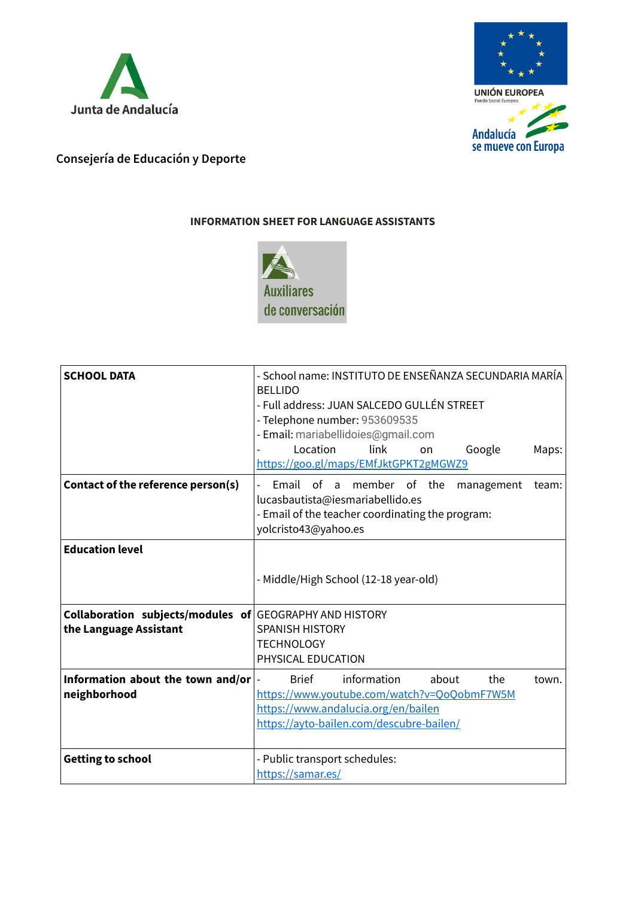Junta de Andalucía

UNIÓN EUROPEA
Fondo Social Europeo
Andalucía se mueve con Europa

Consejería de Educación y Deporte

**INFORMATION SHEET FOR LANGUAGE ASSISTANTS**

Auxiliares de conversación

| **SCHOOL DATA** | - School name: INSTITUTO DE ENSEÑANZA SECUNDARIA MARÍA BELLIDO<br>- Full address: JUAN SALCEDO GULLÉN STREET<br>- Telephone number: 953609535<br>- Email: mariabellidoies@gmail.com<br>- Location link on Google Maps: https://goo.gl/maps/EMfJktGPKT2gMGWZ9 |
|---|---|
| **Contact of the reference person(s)** | - Email of a member of the management team: lucasbautista@iesmariabellido.es<br>- Email of the teacher coordinating the program: yolcristo43@yahoo.es |
| **Education level** | - Middle/High School (12-18 year-old) |
| **Collaboration subjects/modules of the Language Assistant** | GEOGRAPHY AND HISTORY<br>SPANISH HISTORY<br>TECHNOLOGY<br>PHYSICAL EDUCATION |
| **Information about the town and/or neighborhood** | - Brief information about the town. https://www.youtube.com/watch?v=QoQobmF7W5M<br>https://www.andalucia.org/en/bailen<br>https://ayto-bailen.com/descubre-bailen/ |
| **Getting to school** | - Public transport schedules: https://samar.es/ |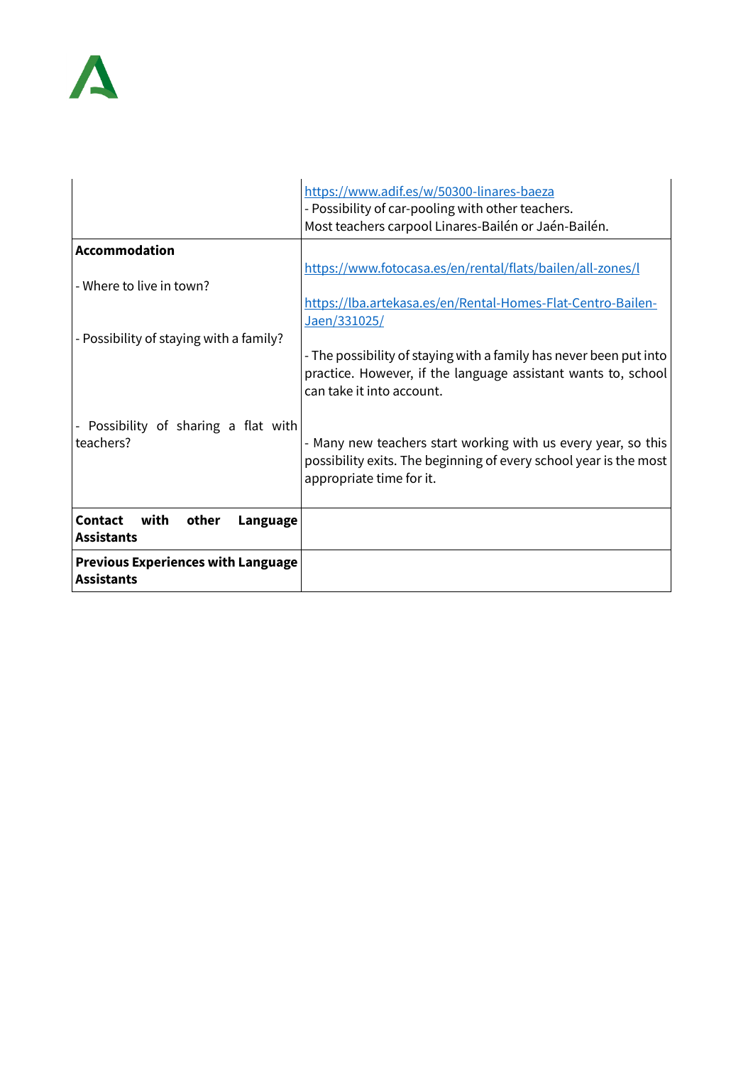| | |
|---|---|
| | https://www.adif.es/w/50300-linares-baeza<br>- Possibility of car-pooling with other teachers.<br>Most teachers carpool Linares-Bailén or Jaén-Bailén. |
| **Accommodation**<br><br>- Where to live in town?<br><br>- Possibility of staying with a family?<br><br>- Possibility of sharing a flat with teachers? | https://www.fotocasa.es/en/rental/flats/bailen/all-zones/l<br><br>https://lba.artekasa.es/en/Rental-Homes-Flat-Centro-Bailen-Jaen/331025/<br><br>- The possibility of staying with a family has never been put into practice. However, if the language assistant wants to, school can take it into account.<br><br>- Many new teachers start working with us every year, so this possibility exits. The beginning of every school year is the most appropriate time for it. |
| **Contact with other Language Assistants** | |
| **Previous Experiences with Language Assistants** | |